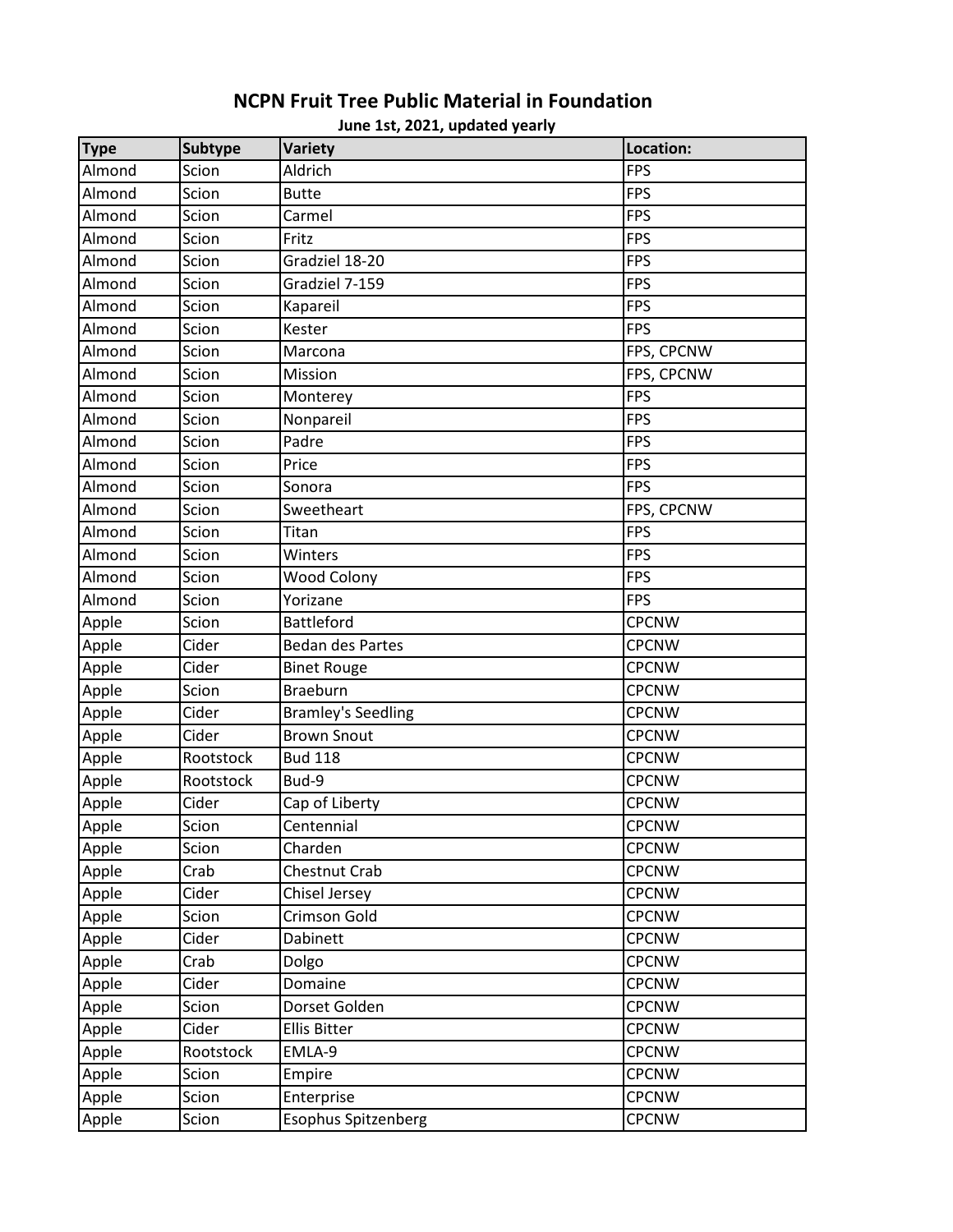# NCPN Fruit Tree Public Material in Foundation

**June 1st, 2021, updated yearly**

| Type | Subtype | Variety | Location: |
|---|---|---|---|
| Almond | Scion | Aldrich | FPS |
| Almond | Scion | Butte | FPS |
| Almond | Scion | Carmel | FPS |
| Almond | Scion | Fritz | FPS |
| Almond | Scion | Gradziel 18-20 | FPS |
| Almond | Scion | Gradziel 7-159 | FPS |
| Almond | Scion | Kapareil | FPS |
| Almond | Scion | Kester | FPS |
| Almond | Scion | Marcona | FPS, CPCNW |
| Almond | Scion | Mission | FPS, CPCNW |
| Almond | Scion | Monterey | FPS |
| Almond | Scion | Nonpareil | FPS |
| Almond | Scion | Padre | FPS |
| Almond | Scion | Price | FPS |
| Almond | Scion | Sonora | FPS |
| Almond | Scion | Sweetheart | FPS, CPCNW |
| Almond | Scion | Titan | FPS |
| Almond | Scion | Winters | FPS |
| Almond | Scion | Wood Colony | FPS |
| Almond | Scion | Yorizane | FPS |
| Apple | Scion | Battleford | CPCNW |
| Apple | Cider | Bedan des Partes | CPCNW |
| Apple | Cider | Binet Rouge | CPCNW |
| Apple | Scion | Braeburn | CPCNW |
| Apple | Cider | Bramley's Seedling | CPCNW |
| Apple | Cider | Brown Snout | CPCNW |
| Apple | Rootstock | Bud 118 | CPCNW |
| Apple | Rootstock | Bud-9 | CPCNW |
| Apple | Cider | Cap of Liberty | CPCNW |
| Apple | Scion | Centennial | CPCNW |
| Apple | Scion | Charden | CPCNW |
| Apple | Crab | Chestnut Crab | CPCNW |
| Apple | Cider | Chisel Jersey | CPCNW |
| Apple | Scion | Crimson Gold | CPCNW |
| Apple | Cider | Dabinett | CPCNW |
| Apple | Crab | Dolgo | CPCNW |
| Apple | Cider | Domaine | CPCNW |
| Apple | Scion | Dorset Golden | CPCNW |
| Apple | Cider | Ellis Bitter | CPCNW |
| Apple | Rootstock | EMLA-9 | CPCNW |
| Apple | Scion | Empire | CPCNW |
| Apple | Scion | Enterprise | CPCNW |
| Apple | Scion | Esophus Spitzenberg | CPCNW |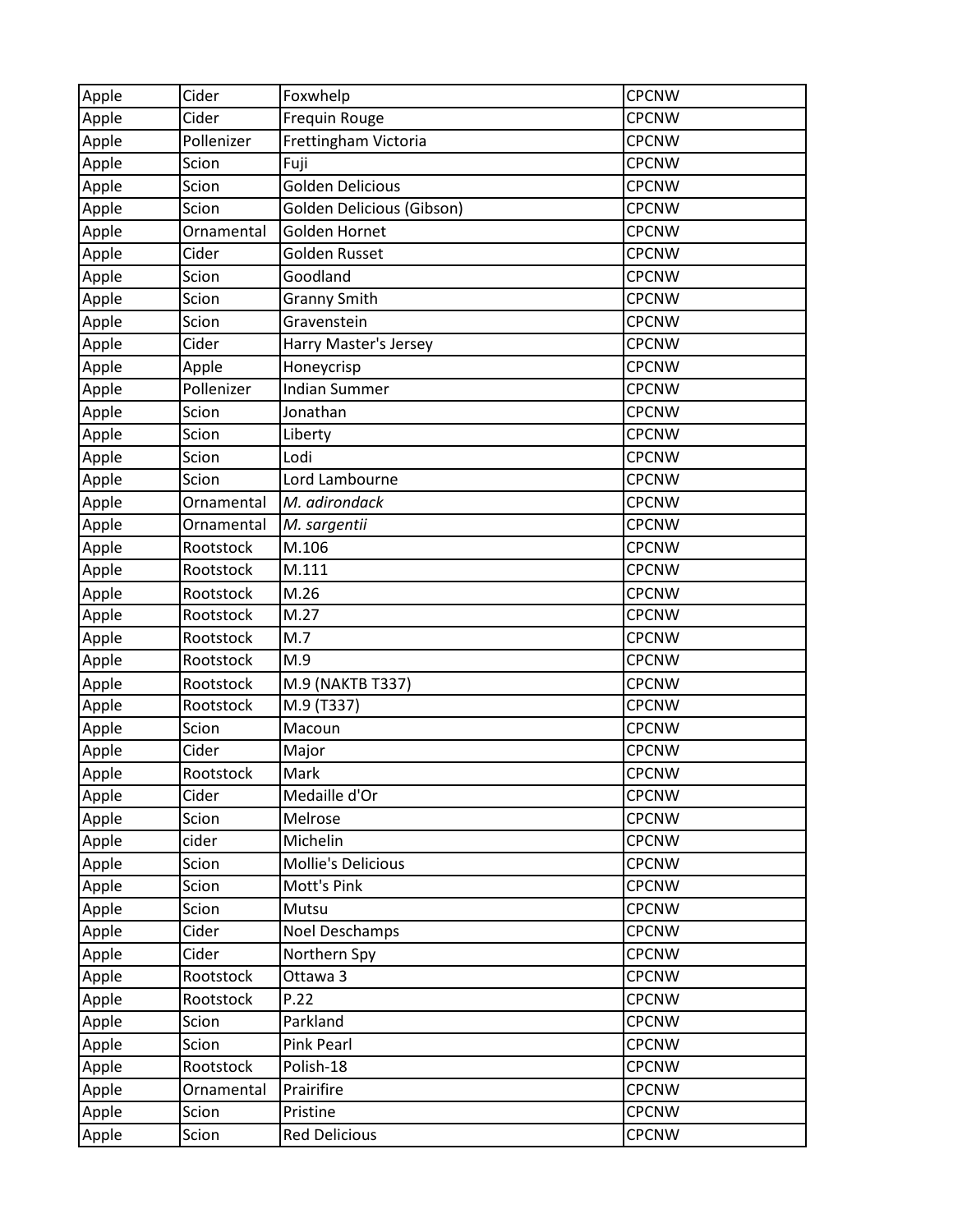| Apple | Cider | Foxwhelp | CPCNW |
|---|---|---|---|
| Apple | Cider | Frequin Rouge | CPCNW |
| Apple | Pollenizer | Frettingham Victoria | CPCNW |
| Apple | Scion | Fuji | CPCNW |
| Apple | Scion | Golden Delicious | CPCNW |
| Apple | Scion | Golden Delicious (Gibson) | CPCNW |
| Apple | Ornamental | Golden Hornet | CPCNW |
| Apple | Cider | Golden Russet | CPCNW |
| Apple | Scion | Goodland | CPCNW |
| Apple | Scion | Granny Smith | CPCNW |
| Apple | Scion | Gravenstein | CPCNW |
| Apple | Cider | Harry Master's Jersey | CPCNW |
| Apple | Apple | Honeycrisp | CPCNW |
| Apple | Pollenizer | Indian Summer | CPCNW |
| Apple | Scion | Jonathan | CPCNW |
| Apple | Scion | Liberty | CPCNW |
| Apple | Scion | Lodi | CPCNW |
| Apple | Scion | Lord Lambourne | CPCNW |
| Apple | Ornamental | *M. adirondack* | CPCNW |
| Apple | Ornamental | *M. sargentii* | CPCNW |
| Apple | Rootstock | M.106 | CPCNW |
| Apple | Rootstock | M.111 | CPCNW |
| Apple | Rootstock | M.26 | CPCNW |
| Apple | Rootstock | M.27 | CPCNW |
| Apple | Rootstock | M.7 | CPCNW |
| Apple | Rootstock | M.9 | CPCNW |
| Apple | Rootstock | M.9 (NAKTB T337) | CPCNW |
| Apple | Rootstock | M.9 (T337) | CPCNW |
| Apple | Scion | Macoun | CPCNW |
| Apple | Cider | Major | CPCNW |
| Apple | Rootstock | Mark | CPCNW |
| Apple | Cider | Medaille d'Or | CPCNW |
| Apple | Scion | Melrose | CPCNW |
| Apple | cider | Michelin | CPCNW |
| Apple | Scion | Mollie's Delicious | CPCNW |
| Apple | Scion | Mott's Pink | CPCNW |
| Apple | Scion | Mutsu | CPCNW |
| Apple | Cider | Noel Deschamps | CPCNW |
| Apple | Cider | Northern Spy | CPCNW |
| Apple | Rootstock | Ottawa 3 | CPCNW |
| Apple | Rootstock | P.22 | CPCNW |
| Apple | Scion | Parkland | CPCNW |
| Apple | Scion | Pink Pearl | CPCNW |
| Apple | Rootstock | Polish-18 | CPCNW |
| Apple | Ornamental | Prairifire | CPCNW |
| Apple | Scion | Pristine | CPCNW |
| Apple | Scion | Red Delicious | CPCNW |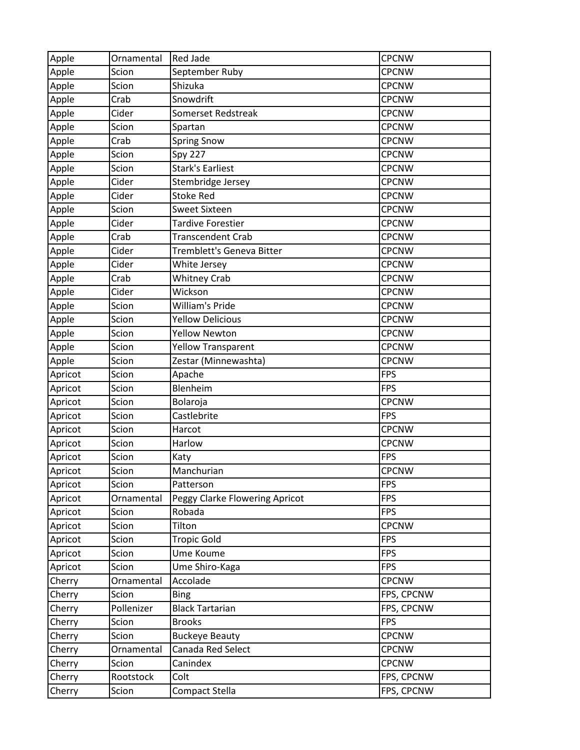| Apple | Ornamental | Red Jade | CPCNW |
|---|---|---|---|
| Apple | Scion | September Ruby | CPCNW |
| Apple | Scion | Shizuka | CPCNW |
| Apple | Crab | Snowdrift | CPCNW |
| Apple | Cider | Somerset Redstreak | CPCNW |
| Apple | Scion | Spartan | CPCNW |
| Apple | Crab | Spring Snow | CPCNW |
| Apple | Scion | Spy 227 | CPCNW |
| Apple | Scion | Stark's Earliest | CPCNW |
| Apple | Cider | Stembridge Jersey | CPCNW |
| Apple | Cider | Stoke Red | CPCNW |
| Apple | Scion | Sweet Sixteen | CPCNW |
| Apple | Cider | Tardive Forestier | CPCNW |
| Apple | Crab | Transcendent Crab | CPCNW |
| Apple | Cider | Tremblett's Geneva Bitter | CPCNW |
| Apple | Cider | White Jersey | CPCNW |
| Apple | Crab | Whitney Crab | CPCNW |
| Apple | Cider | Wickson | CPCNW |
| Apple | Scion | William's Pride | CPCNW |
| Apple | Scion | Yellow Delicious | CPCNW |
| Apple | Scion | Yellow Newton | CPCNW |
| Apple | Scion | Yellow Transparent | CPCNW |
| Apple | Scion | Zestar (Minnewashta) | CPCNW |
| Apricot | Scion | Apache | FPS |
| Apricot | Scion | Blenheim | FPS |
| Apricot | Scion | Bolaroja | CPCNW |
| Apricot | Scion | Castlebrite | FPS |
| Apricot | Scion | Harcot | CPCNW |
| Apricot | Scion | Harlow | CPCNW |
| Apricot | Scion | Katy | FPS |
| Apricot | Scion | Manchurian | CPCNW |
| Apricot | Scion | Patterson | FPS |
| Apricot | Ornamental | Peggy Clarke Flowering Apricot | FPS |
| Apricot | Scion | Robada | FPS |
| Apricot | Scion | Tilton | CPCNW |
| Apricot | Scion | Tropic Gold | FPS |
| Apricot | Scion | Ume Koume | FPS |
| Apricot | Scion | Ume Shiro-Kaga | FPS |
| Cherry | Ornamental | Accolade | CPCNW |
| Cherry | Scion | Bing | FPS, CPCNW |
| Cherry | Pollenizer | Black Tartarian | FPS, CPCNW |
| Cherry | Scion | Brooks | FPS |
| Cherry | Scion | Buckeye Beauty | CPCNW |
| Cherry | Ornamental | Canada Red Select | CPCNW |
| Cherry | Scion | Canindex | CPCNW |
| Cherry | Rootstock | Colt | FPS, CPCNW |
| Cherry | Scion | Compact Stella | FPS, CPCNW |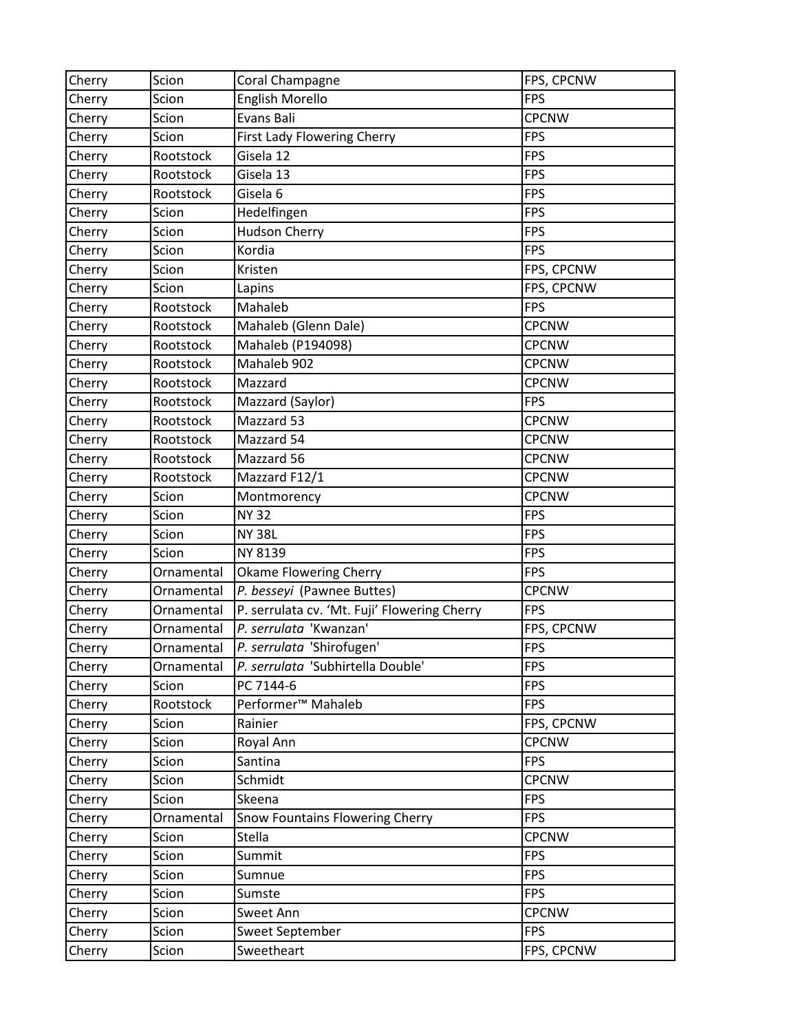| Cherry | Scion | Coral Champagne | FPS, CPCNW |
|---|---|---|---|
| Cherry | Scion | English Morello | FPS |
| Cherry | Scion | Evans Bali | CPCNW |
| Cherry | Scion | First Lady Flowering Cherry | FPS |
| Cherry | Rootstock | Gisela 12 | FPS |
| Cherry | Rootstock | Gisela 13 | FPS |
| Cherry | Rootstock | Gisela 6 | FPS |
| Cherry | Scion | Hedelfingen | FPS |
| Cherry | Scion | Hudson Cherry | FPS |
| Cherry | Scion | Kordia | FPS |
| Cherry | Scion | Kristen | FPS, CPCNW |
| Cherry | Scion | Lapins | FPS, CPCNW |
| Cherry | Rootstock | Mahaleb | FPS |
| Cherry | Rootstock | Mahaleb (Glenn Dale) | CPCNW |
| Cherry | Rootstock | Mahaleb (P194098) | CPCNW |
| Cherry | Rootstock | Mahaleb 902 | CPCNW |
| Cherry | Rootstock | Mazzard | CPCNW |
| Cherry | Rootstock | Mazzard (Saylor) | FPS |
| Cherry | Rootstock | Mazzard 53 | CPCNW |
| Cherry | Rootstock | Mazzard 54 | CPCNW |
| Cherry | Rootstock | Mazzard 56 | CPCNW |
| Cherry | Rootstock | Mazzard F12/1 | CPCNW |
| Cherry | Scion | Montmorency | CPCNW |
| Cherry | Scion | NY 32 | FPS |
| Cherry | Scion | NY 38L | FPS |
| Cherry | Scion | NY 8139 | FPS |
| Cherry | Ornamental | Okame Flowering Cherry | FPS |
| Cherry | Ornamental | *P. besseyi* (Pawnee Buttes) | CPCNW |
| Cherry | Ornamental | P. serrulata cv. 'Mt. Fuji' Flowering Cherry | FPS |
| Cherry | Ornamental | *P. serrulata* 'Kwanzan' | FPS, CPCNW |
| Cherry | Ornamental | *P. serrulata* 'Shirofugen' | FPS |
| Cherry | Ornamental | *P. serrulata* 'Subhirtella Double' | FPS |
| Cherry | Scion | PC 7144-6 | FPS |
| Cherry | Rootstock | Performer™ Mahaleb | FPS |
| Cherry | Scion | Rainier | FPS, CPCNW |
| Cherry | Scion | Royal Ann | CPCNW |
| Cherry | Scion | Santina | FPS |
| Cherry | Scion | Schmidt | CPCNW |
| Cherry | Scion | Skeena | FPS |
| Cherry | Ornamental | Snow Fountains Flowering Cherry | FPS |
| Cherry | Scion | Stella | CPCNW |
| Cherry | Scion | Summit | FPS |
| Cherry | Scion | Sumnue | FPS |
| Cherry | Scion | Sumste | FPS |
| Cherry | Scion | Sweet Ann | CPCNW |
| Cherry | Scion | Sweet September | FPS |
| Cherry | Scion | Sweetheart | FPS, CPCNW |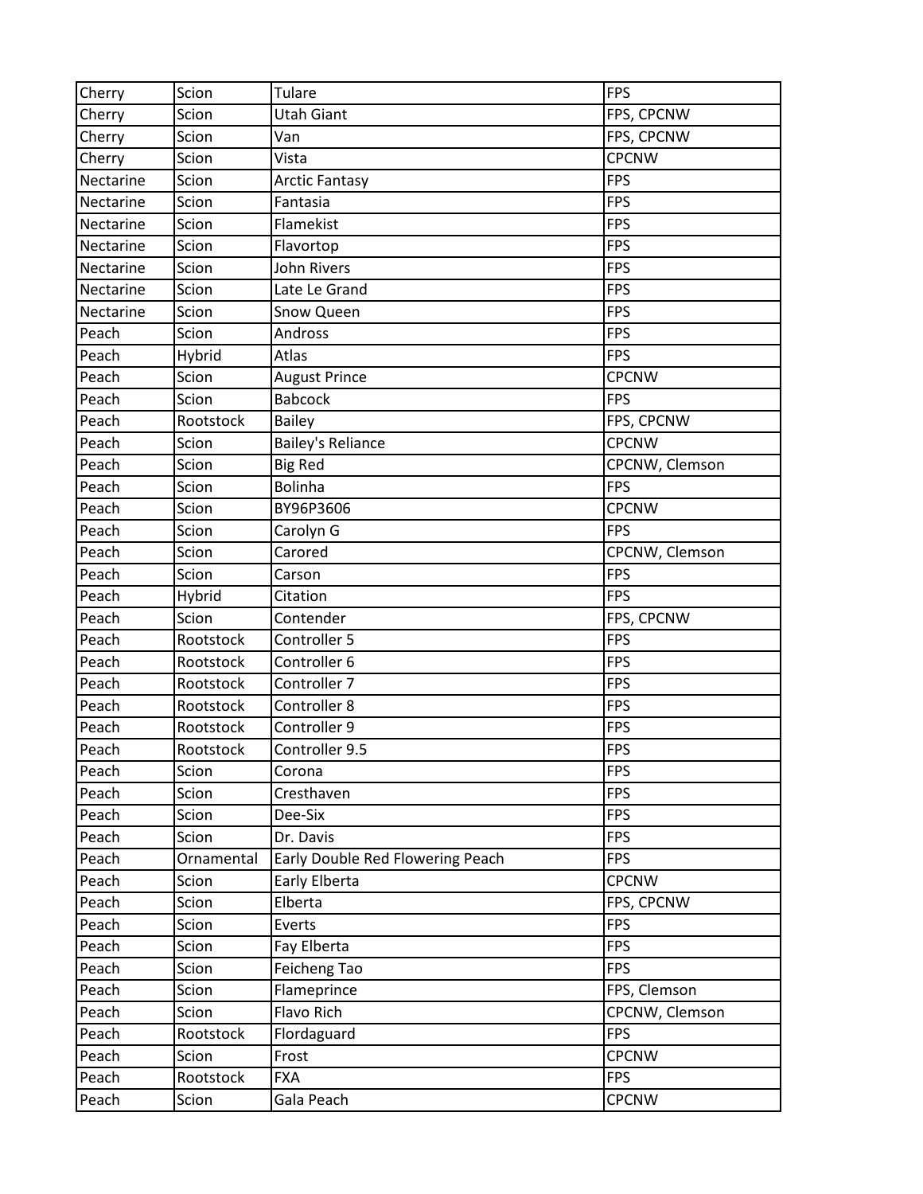| Cherry | Scion | Tulare | FPS |
|---|---|---|---|
| Cherry | Scion | Utah Giant | FPS, CPCNW |
| Cherry | Scion | Van | FPS, CPCNW |
| Cherry | Scion | Vista | CPCNW |
| Nectarine | Scion | Arctic Fantasy | FPS |
| Nectarine | Scion | Fantasia | FPS |
| Nectarine | Scion | Flamekist | FPS |
| Nectarine | Scion | Flavortop | FPS |
| Nectarine | Scion | John Rivers | FPS |
| Nectarine | Scion | Late Le Grand | FPS |
| Nectarine | Scion | Snow Queen | FPS |
| Peach | Scion | Andross | FPS |
| Peach | Hybrid | Atlas | FPS |
| Peach | Scion | August Prince | CPCNW |
| Peach | Scion | Babcock | FPS |
| Peach | Rootstock | Bailey | FPS, CPCNW |
| Peach | Scion | Bailey's Reliance | CPCNW |
| Peach | Scion | Big Red | CPCNW, Clemson |
| Peach | Scion | Bolinha | FPS |
| Peach | Scion | BY96P3606 | CPCNW |
| Peach | Scion | Carolyn G | FPS |
| Peach | Scion | Carored | CPCNW, Clemson |
| Peach | Scion | Carson | FPS |
| Peach | Hybrid | Citation | FPS |
| Peach | Scion | Contender | FPS, CPCNW |
| Peach | Rootstock | Controller 5 | FPS |
| Peach | Rootstock | Controller 6 | FPS |
| Peach | Rootstock | Controller 7 | FPS |
| Peach | Rootstock | Controller 8 | FPS |
| Peach | Rootstock | Controller 9 | FPS |
| Peach | Rootstock | Controller 9.5 | FPS |
| Peach | Scion | Corona | FPS |
| Peach | Scion | Cresthaven | FPS |
| Peach | Scion | Dee-Six | FPS |
| Peach | Scion | Dr. Davis | FPS |
| Peach | Ornamental | Early Double Red Flowering Peach | FPS |
| Peach | Scion | Early Elberta | CPCNW |
| Peach | Scion | Elberta | FPS, CPCNW |
| Peach | Scion | Everts | FPS |
| Peach | Scion | Fay Elberta | FPS |
| Peach | Scion | Feicheng Tao | FPS |
| Peach | Scion | Flameprince | FPS, Clemson |
| Peach | Scion | Flavo Rich | CPCNW, Clemson |
| Peach | Rootstock | Flordaguard | FPS |
| Peach | Scion | Frost | CPCNW |
| Peach | Rootstock | FXA | FPS |
| Peach | Scion | Gala Peach | CPCNW |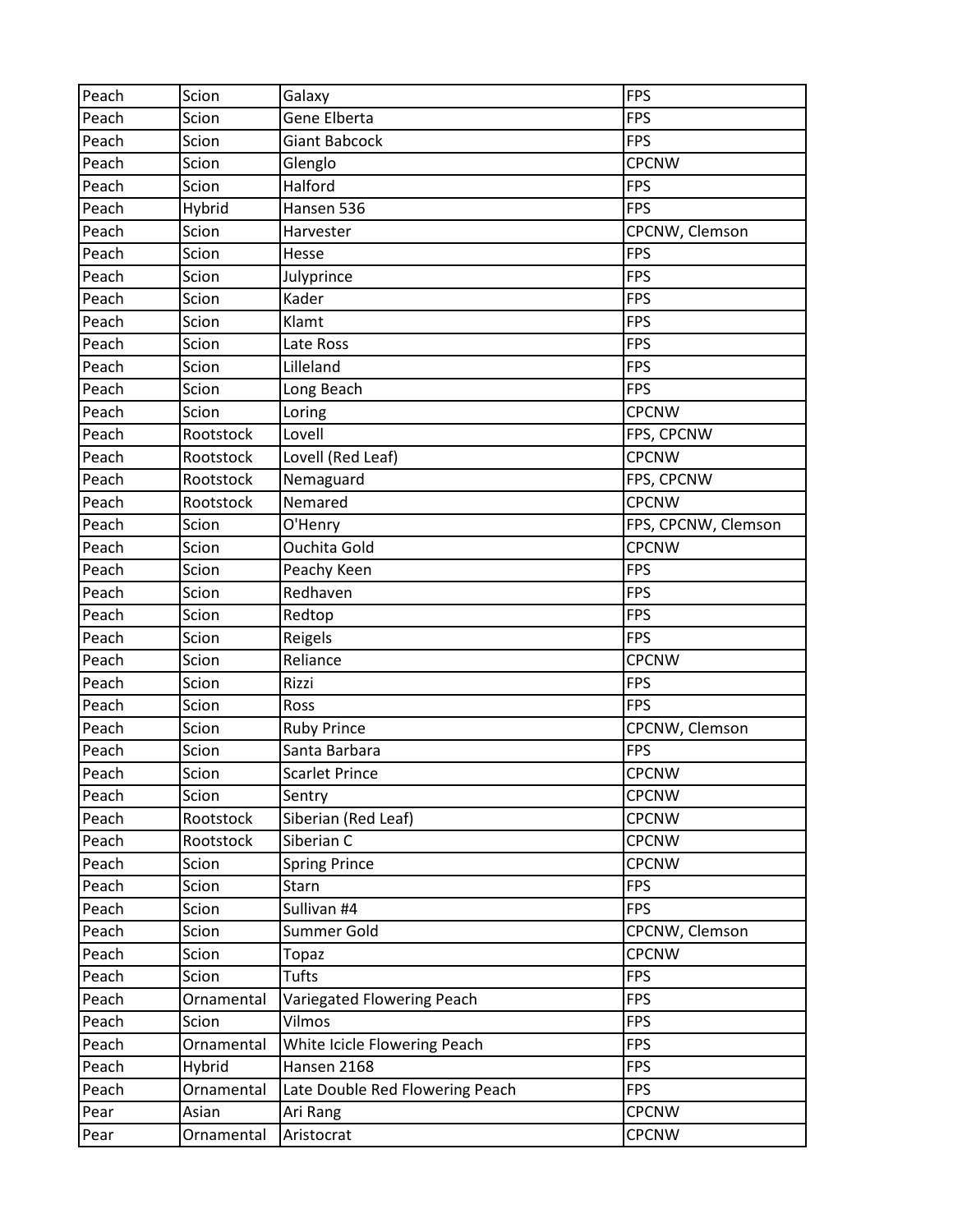| Peach | Scion | Galaxy | FPS |
|---|---|---|---|
| Peach | Scion | Gene Elberta | FPS |
| Peach | Scion | Giant Babcock | FPS |
| Peach | Scion | Glenglo | CPCNW |
| Peach | Scion | Halford | FPS |
| Peach | Hybrid | Hansen 536 | FPS |
| Peach | Scion | Harvester | CPCNW, Clemson |
| Peach | Scion | Hesse | FPS |
| Peach | Scion | Julyprince | FPS |
| Peach | Scion | Kader | FPS |
| Peach | Scion | Klamt | FPS |
| Peach | Scion | Late Ross | FPS |
| Peach | Scion | Lilleland | FPS |
| Peach | Scion | Long Beach | FPS |
| Peach | Scion | Loring | CPCNW |
| Peach | Rootstock | Lovell | FPS, CPCNW |
| Peach | Rootstock | Lovell (Red Leaf) | CPCNW |
| Peach | Rootstock | Nemaguard | FPS, CPCNW |
| Peach | Rootstock | Nemared | CPCNW |
| Peach | Scion | O'Henry | FPS, CPCNW, Clemson |
| Peach | Scion | Ouchita Gold | CPCNW |
| Peach | Scion | Peachy Keen | FPS |
| Peach | Scion | Redhaven | FPS |
| Peach | Scion | Redtop | FPS |
| Peach | Scion | Reigels | FPS |
| Peach | Scion | Reliance | CPCNW |
| Peach | Scion | Rizzi | FPS |
| Peach | Scion | Ross | FPS |
| Peach | Scion | Ruby Prince | CPCNW, Clemson |
| Peach | Scion | Santa Barbara | FPS |
| Peach | Scion | Scarlet Prince | CPCNW |
| Peach | Scion | Sentry | CPCNW |
| Peach | Rootstock | Siberian (Red Leaf) | CPCNW |
| Peach | Rootstock | Siberian C | CPCNW |
| Peach | Scion | Spring Prince | CPCNW |
| Peach | Scion | Starn | FPS |
| Peach | Scion | Sullivan #4 | FPS |
| Peach | Scion | Summer Gold | CPCNW, Clemson |
| Peach | Scion | Topaz | CPCNW |
| Peach | Scion | Tufts | FPS |
| Peach | Ornamental | Variegated Flowering Peach | FPS |
| Peach | Scion | Vilmos | FPS |
| Peach | Ornamental | White Icicle Flowering Peach | FPS |
| Peach | Hybrid | Hansen 2168 | FPS |
| Peach | Ornamental | Late Double Red Flowering Peach | FPS |
| Pear | Asian | Ari Rang | CPCNW |
| Pear | Ornamental | Aristocrat | CPCNW |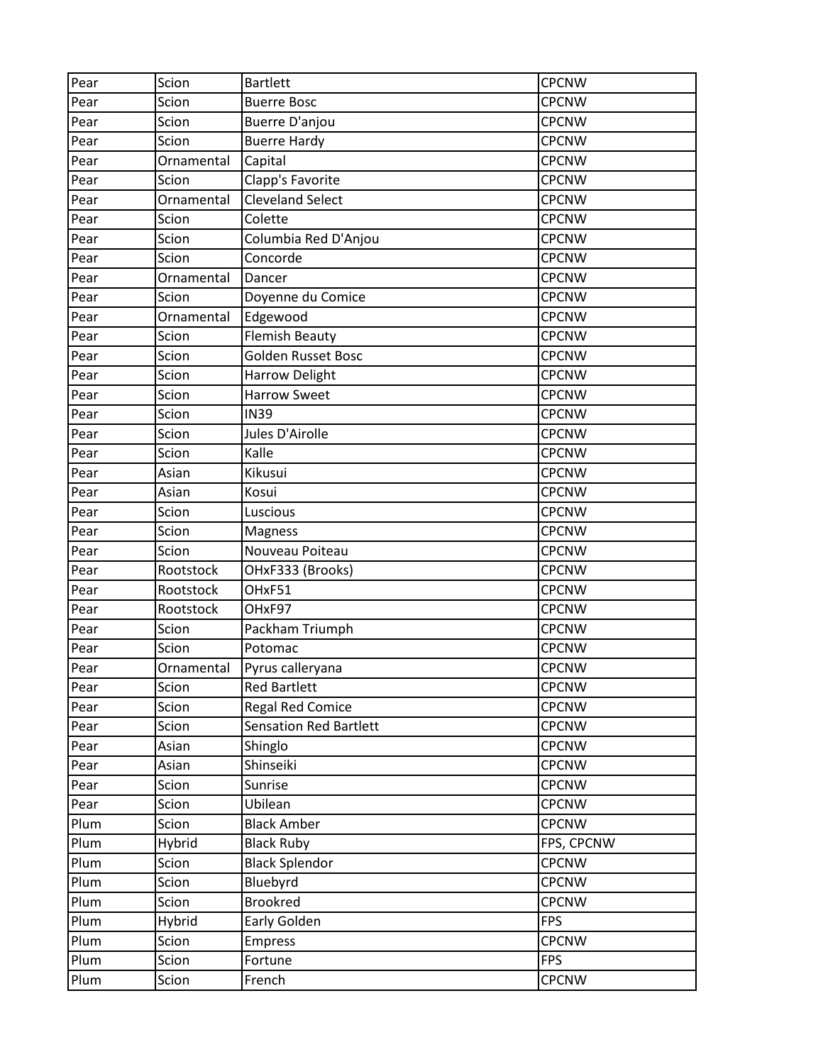| Pear | Scion | Bartlett | CPCNW |
|---|---|---|---|
| Pear | Scion | Buerre Bosc | CPCNW |
| Pear | Scion | Buerre D'anjou | CPCNW |
| Pear | Scion | Buerre Hardy | CPCNW |
| Pear | Ornamental | Capital | CPCNW |
| Pear | Scion | Clapp's Favorite | CPCNW |
| Pear | Ornamental | Cleveland Select | CPCNW |
| Pear | Scion | Colette | CPCNW |
| Pear | Scion | Columbia Red D'Anjou | CPCNW |
| Pear | Scion | Concorde | CPCNW |
| Pear | Ornamental | Dancer | CPCNW |
| Pear | Scion | Doyenne du Comice | CPCNW |
| Pear | Ornamental | Edgewood | CPCNW |
| Pear | Scion | Flemish Beauty | CPCNW |
| Pear | Scion | Golden Russet Bosc | CPCNW |
| Pear | Scion | Harrow Delight | CPCNW |
| Pear | Scion | Harrow Sweet | CPCNW |
| Pear | Scion | IN39 | CPCNW |
| Pear | Scion | Jules D'Airolle | CPCNW |
| Pear | Scion | Kalle | CPCNW |
| Pear | Asian | Kikusui | CPCNW |
| Pear | Asian | Kosui | CPCNW |
| Pear | Scion | Luscious | CPCNW |
| Pear | Scion | Magness | CPCNW |
| Pear | Scion | Nouveau Poiteau | CPCNW |
| Pear | Rootstock | OHxF333 (Brooks) | CPCNW |
| Pear | Rootstock | OHxF51 | CPCNW |
| Pear | Rootstock | OHxF97 | CPCNW |
| Pear | Scion | Packham Triumph | CPCNW |
| Pear | Scion | Potomac | CPCNW |
| Pear | Ornamental | Pyrus calleryana | CPCNW |
| Pear | Scion | Red Bartlett | CPCNW |
| Pear | Scion | Regal Red Comice | CPCNW |
| Pear | Scion | Sensation Red Bartlett | CPCNW |
| Pear | Asian | Shinglo | CPCNW |
| Pear | Asian | Shinseiki | CPCNW |
| Pear | Scion | Sunrise | CPCNW |
| Pear | Scion | Ubilean | CPCNW |
| Plum | Scion | Black Amber | CPCNW |
| Plum | Hybrid | Black Ruby | FPS, CPCNW |
| Plum | Scion | Black Splendor | CPCNW |
| Plum | Scion | Bluebyrd | CPCNW |
| Plum | Scion | Brookred | CPCNW |
| Plum | Hybrid | Early Golden | FPS |
| Plum | Scion | Empress | CPCNW |
| Plum | Scion | Fortune | FPS |
| Plum | Scion | French | CPCNW |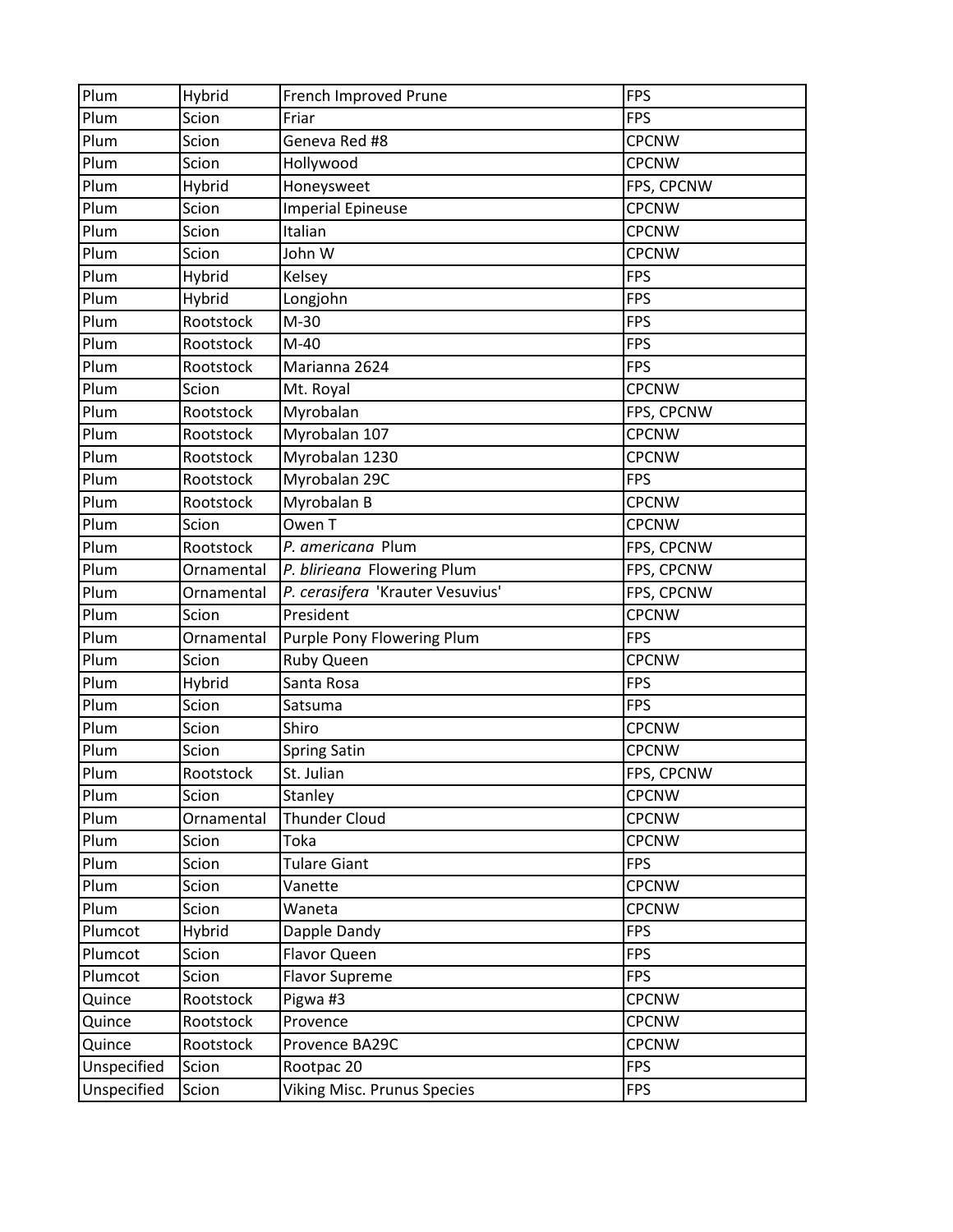| | | | |
|---|---|---|---|
| Plum | Hybrid | French Improved Prune | FPS |
| Plum | Scion | Friar | FPS |
| Plum | Scion | Geneva Red #8 | CPCNW |
| Plum | Scion | Hollywood | CPCNW |
| Plum | Hybrid | Honeysweet | FPS, CPCNW |
| Plum | Scion | Imperial Epineuse | CPCNW |
| Plum | Scion | Italian | CPCNW |
| Plum | Scion | John W | CPCNW |
| Plum | Hybrid | Kelsey | FPS |
| Plum | Hybrid | Longjohn | FPS |
| Plum | Rootstock | M-30 | FPS |
| Plum | Rootstock | M-40 | FPS |
| Plum | Rootstock | Marianna 2624 | FPS |
| Plum | Scion | Mt. Royal | CPCNW |
| Plum | Rootstock | Myrobalan | FPS, CPCNW |
| Plum | Rootstock | Myrobalan 107 | CPCNW |
| Plum | Rootstock | Myrobalan 1230 | CPCNW |
| Plum | Rootstock | Myrobalan 29C | FPS |
| Plum | Rootstock | Myrobalan B | CPCNW |
| Plum | Scion | Owen T | CPCNW |
| Plum | Rootstock | *P. americana* Plum | FPS, CPCNW |
| Plum | Ornamental | *P. blirieana* Flowering Plum | FPS, CPCNW |
| Plum | Ornamental | *P. cerasifera* 'Krauter Vesuvius' | FPS, CPCNW |
| Plum | Scion | President | CPCNW |
| Plum | Ornamental | Purple Pony Flowering Plum | FPS |
| Plum | Scion | Ruby Queen | CPCNW |
| Plum | Hybrid | Santa Rosa | FPS |
| Plum | Scion | Satsuma | FPS |
| Plum | Scion | Shiro | CPCNW |
| Plum | Scion | Spring Satin | CPCNW |
| Plum | Rootstock | St. Julian | FPS, CPCNW |
| Plum | Scion | Stanley | CPCNW |
| Plum | Ornamental | Thunder Cloud | CPCNW |
| Plum | Scion | Toka | CPCNW |
| Plum | Scion | Tulare Giant | FPS |
| Plum | Scion | Vanette | CPCNW |
| Plum | Scion | Waneta | CPCNW |
| Plumcot | Hybrid | Dapple Dandy | FPS |
| Plumcot | Scion | Flavor Queen | FPS |
| Plumcot | Scion | Flavor Supreme | FPS |
| Quince | Rootstock | Pigwa #3 | CPCNW |
| Quince | Rootstock | Provence | CPCNW |
| Quince | Rootstock | Provence BA29C | CPCNW |
| Unspecified | Scion | Rootpac 20 | FPS |
| Unspecified | Scion | Viking Misc. Prunus Species | FPS |